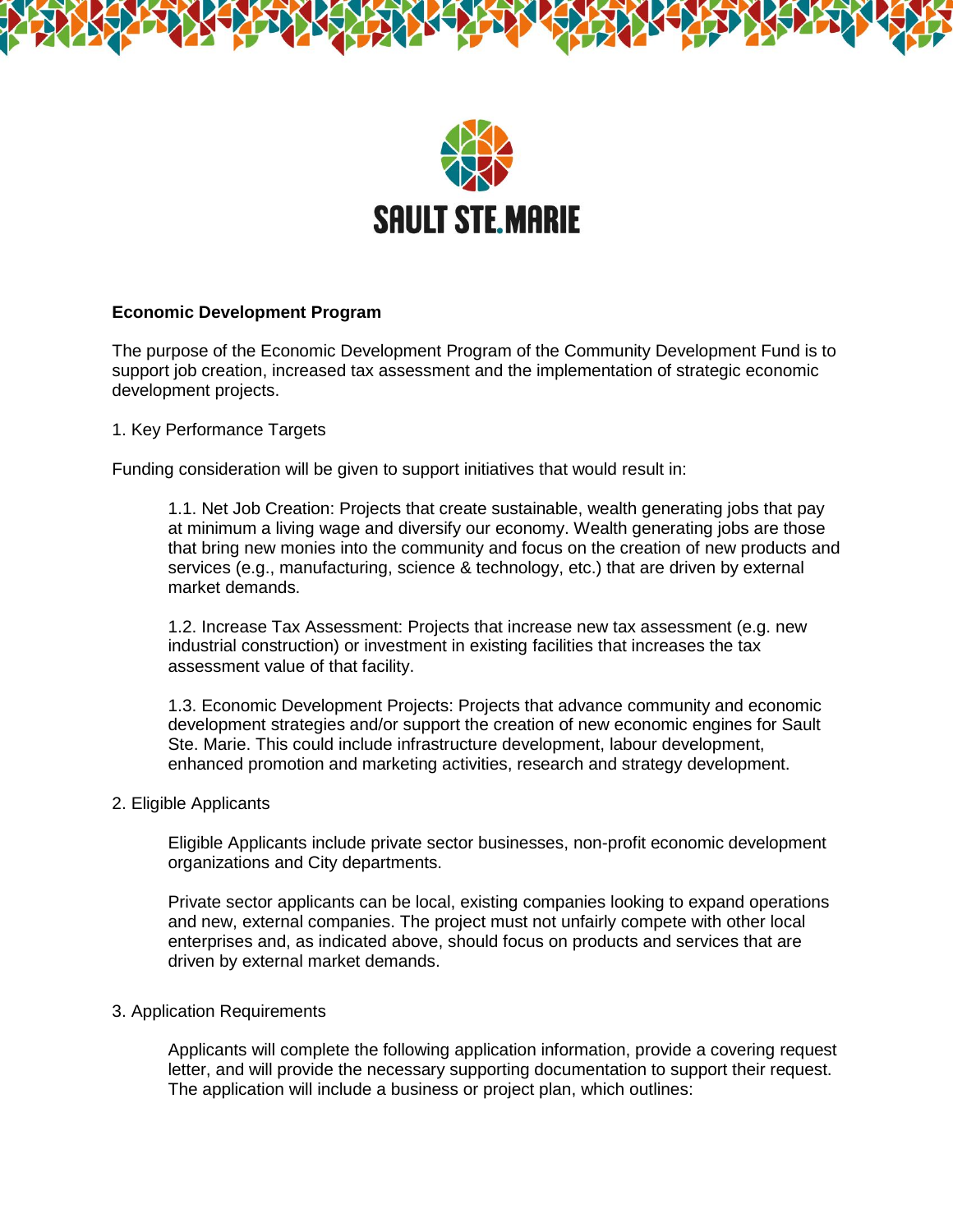SAULT STE.MARIE

**Economic Development Program**

The purpose of the Economic Development Program of the Community Development Fund is to support job creation, increased tax assessment and the implementation of strategic economic development projects.

1. Key Performance Targets

Funding consideration will be given to support initiatives that would result in:

> 1.1. Net Job Creation: Projects that create sustainable, wealth generating jobs that pay at minimum a living wage and diversify our economy. Wealth generating jobs are those that bring new monies into the community and focus on the creation of new products and services (e.g., manufacturing, science & technology, etc.) that are driven by external market demands.
>
> 1.2. Increase Tax Assessment: Projects that increase new tax assessment (e.g. new industrial construction) or investment in existing facilities that increases the tax assessment value of that facility.
>
> 1.3. Economic Development Projects: Projects that advance community and economic development strategies and/or support the creation of new economic engines for Sault Ste. Marie. This could include infrastructure development, labour development, enhanced promotion and marketing activities, research and strategy development.

2. Eligible Applicants

> Eligible Applicants include private sector businesses, non-profit economic development organizations and City departments.
>
> Private sector applicants can be local, existing companies looking to expand operations and new, external companies. The project must not unfairly compete with other local enterprises and, as indicated above, should focus on products and services that are driven by external market demands.

3. Application Requirements

> Applicants will complete the following application information, provide a covering request letter, and will provide the necessary supporting documentation to support their request. The application will include a business or project plan, which outlines: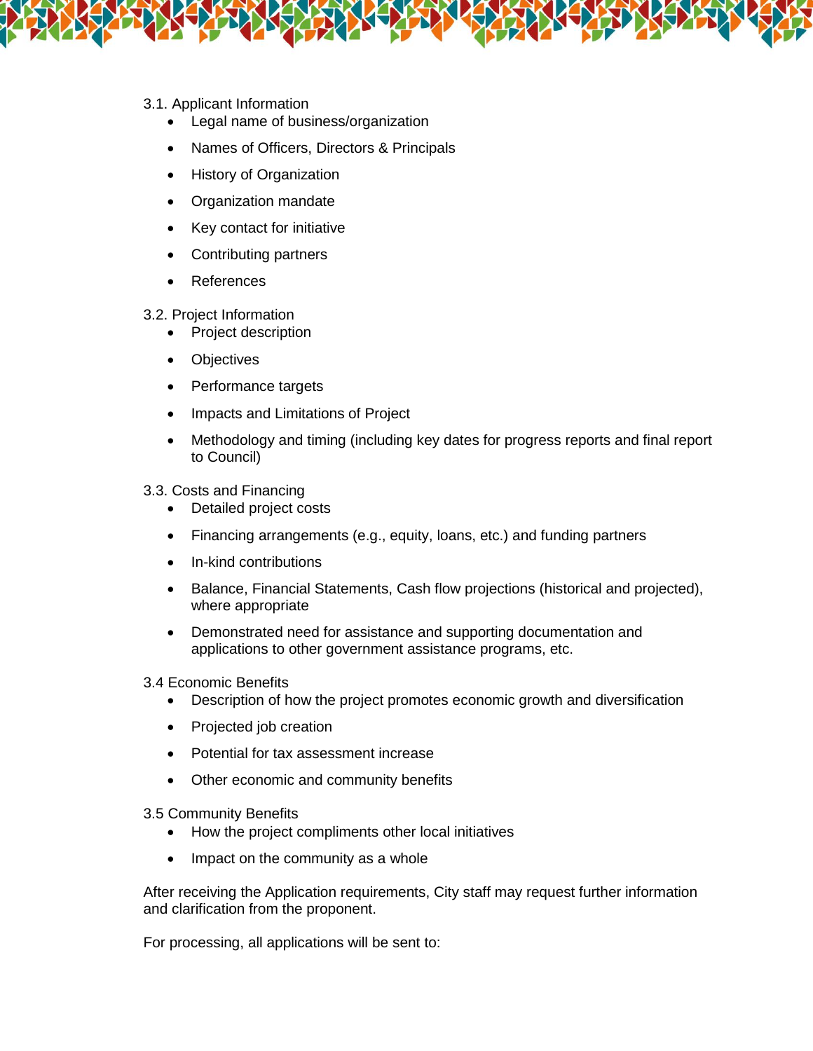3.1. Applicant Information

- Legal name of business/organization
- Names of Officers, Directors & Principals
- History of Organization
- Organization mandate
- Key contact for initiative
- Contributing partners
- References

3.2. Project Information

- Project description
- Objectives
- Performance targets
- Impacts and Limitations of Project
- Methodology and timing (including key dates for progress reports and final report to Council)

3.3. Costs and Financing

- Detailed project costs
- Financing arrangements (e.g., equity, loans, etc.) and funding partners
- In-kind contributions
- Balance, Financial Statements, Cash flow projections (historical and projected), where appropriate
- Demonstrated need for assistance and supporting documentation and applications to other government assistance programs, etc.

3.4 Economic Benefits

- Description of how the project promotes economic growth and diversification
- Projected job creation
- Potential for tax assessment increase
- Other economic and community benefits

3.5 Community Benefits

- How the project compliments other local initiatives
- Impact on the community as a whole

After receiving the Application requirements, City staff may request further information and clarification from the proponent.

For processing, all applications will be sent to: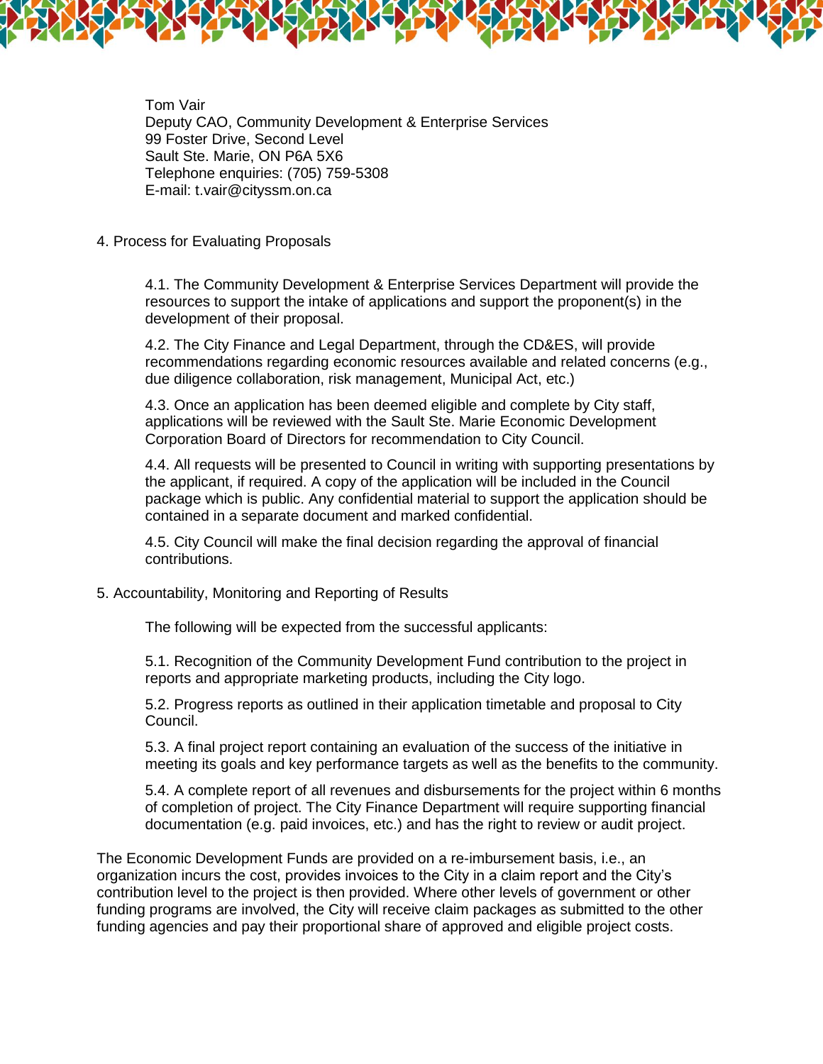Tom Vair
Deputy CAO, Community Development & Enterprise Services
99 Foster Drive, Second Level
Sault Ste. Marie, ON P6A 5X6
Telephone enquiries: (705) 759-5308
E-mail: t.vair@cityssm.on.ca

## 4. Process for Evaluating Proposals

4.1. The Community Development & Enterprise Services Department will provide the resources to support the intake of applications and support the proponent(s) in the development of their proposal.

4.2. The City Finance and Legal Department, through the CD&ES, will provide recommendations regarding economic resources available and related concerns (e.g., due diligence collaboration, risk management, Municipal Act, etc.)

4.3. Once an application has been deemed eligible and complete by City staff, applications will be reviewed with the Sault Ste. Marie Economic Development Corporation Board of Directors for recommendation to City Council.

4.4. All requests will be presented to Council in writing with supporting presentations by the applicant, if required. A copy of the application will be included in the Council package which is public. Any confidential material to support the application should be contained in a separate document and marked confidential.

4.5. City Council will make the final decision regarding the approval of financial contributions.

## 5. Accountability, Monitoring and Reporting of Results

The following will be expected from the successful applicants:

5.1. Recognition of the Community Development Fund contribution to the project in reports and appropriate marketing products, including the City logo.

5.2. Progress reports as outlined in their application timetable and proposal to City Council.

5.3. A final project report containing an evaluation of the success of the initiative in meeting its goals and key performance targets as well as the benefits to the community.

5.4. A complete report of all revenues and disbursements for the project within 6 months of completion of project. The City Finance Department will require supporting financial documentation (e.g. paid invoices, etc.) and has the right to review or audit project.

The Economic Development Funds are provided on a re-imbursement basis, i.e., an organization incurs the cost, provides invoices to the City in a claim report and the City's contribution level to the project is then provided. Where other levels of government or other funding programs are involved, the City will receive claim packages as submitted to the other funding agencies and pay their proportional share of approved and eligible project costs.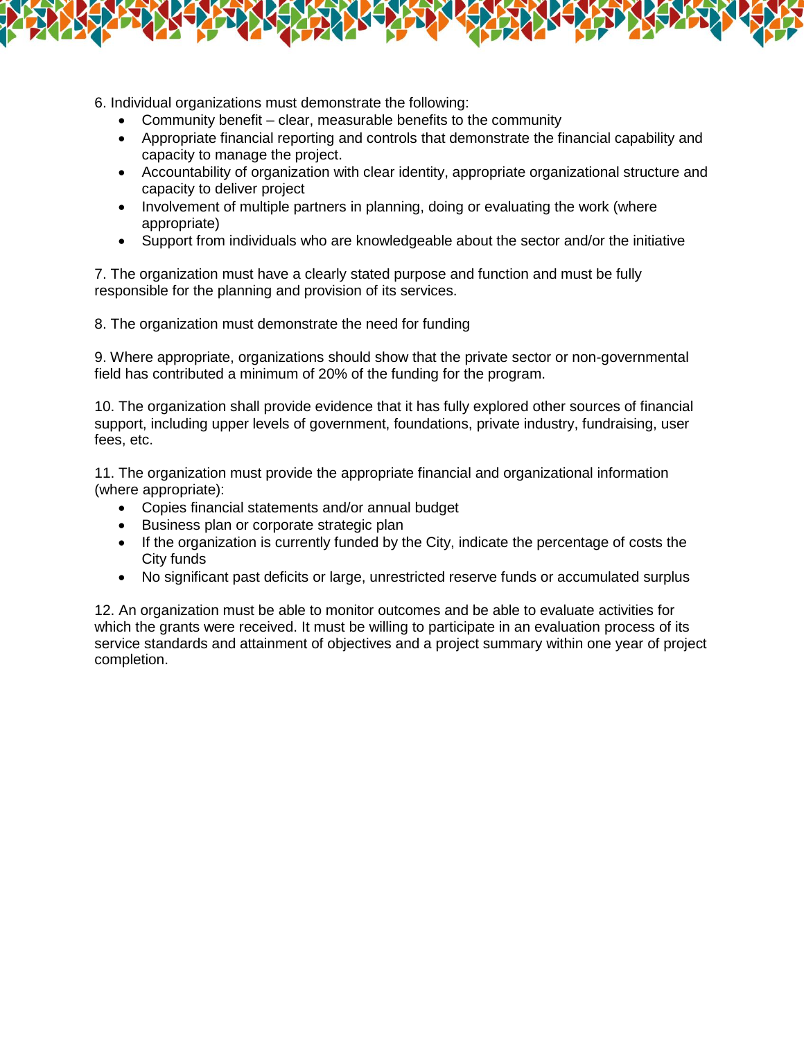6. Individual organizations must demonstrate the following:
   - Community benefit – clear, measurable benefits to the community
   - Appropriate financial reporting and controls that demonstrate the financial capability and capacity to manage the project.
   - Accountability of organization with clear identity, appropriate organizational structure and capacity to deliver project
   - Involvement of multiple partners in planning, doing or evaluating the work (where appropriate)
   - Support from individuals who are knowledgeable about the sector and/or the initiative

7. The organization must have a clearly stated purpose and function and must be fully responsible for the planning and provision of its services.

8. The organization must demonstrate the need for funding

9. Where appropriate, organizations should show that the private sector or non-governmental field has contributed a minimum of 20% of the funding for the program.

10. The organization shall provide evidence that it has fully explored other sources of financial support, including upper levels of government, foundations, private industry, fundraising, user fees, etc.

11. The organization must provide the appropriate financial and organizational information (where appropriate):
    - Copies financial statements and/or annual budget
    - Business plan or corporate strategic plan
    - If the organization is currently funded by the City, indicate the percentage of costs the City funds
    - No significant past deficits or large, unrestricted reserve funds or accumulated surplus

12. An organization must be able to monitor outcomes and be able to evaluate activities for which the grants were received. It must be willing to participate in an evaluation process of its service standards and attainment of objectives and a project summary within one year of project completion.